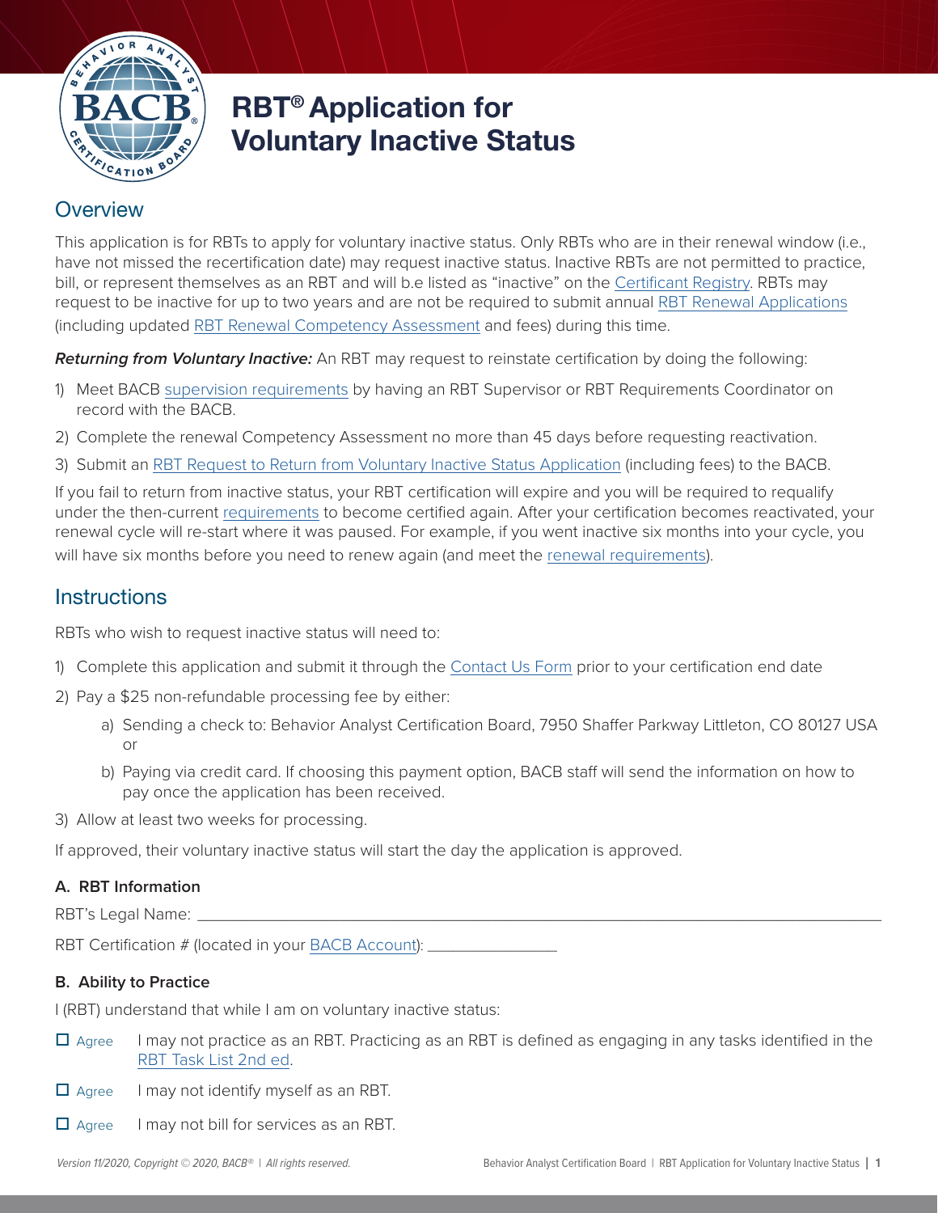# RBT® Application for Voluntary Inactive Status

## Overview

This application is for RBTs to apply for voluntary inactive status. Only RBTs who are in their renewal window (i.e., have not missed the recertification date) may request inactive status. Inactive RBTs are not permitted to practice, bill, or represent themselves as an RBT and will b.e listed as "inactive" on the Certificant Registry. RBTs may request to be inactive for up to two years and are not be required to submit annual RBT Renewal Applications (including updated RBT Renewal Competency Assessment and fees) during this time.

***Returning from Voluntary Inactive:*** An RBT may request to reinstate certification by doing the following:

1) Meet BACB supervision requirements by having an RBT Supervisor or RBT Requirements Coordinator on record with the BACB.
2) Complete the renewal Competency Assessment no more than 45 days before requesting reactivation.
3) Submit an RBT Request to Return from Voluntary Inactive Status Application (including fees) to the BACB.

If you fail to return from inactive status, your RBT certification will expire and you will be required to requalify under the then-current requirements to become certified again. After your certification becomes reactivated, your renewal cycle will re-start where it was paused. For example, if you went inactive six months into your cycle, you will have six months before you need to renew again (and meet the renewal requirements).

## Instructions

RBTs who wish to request inactive status will need to:

1) Complete this application and submit it through the Contact Us Form prior to your certification end date
2) Pay a $25 non-refundable processing fee by either:
   a) Sending a check to: Behavior Analyst Certification Board, 7950 Shaffer Parkway Littleton, CO 80127 USA or
   b) Paying via credit card. If choosing this payment option, BACB staff will send the information on how to pay once the application has been received.
3) Allow at least two weeks for processing.

If approved, their voluntary inactive status will start the day the application is approved.

### A. RBT Information

RBT's Legal Name: ______________________________________________

RBT Certification # (located in your BACB Account): _______________

### B. Ability to Practice

I (RBT) understand that while I am on voluntary inactive status:

- ☐ Agree I may not practice as an RBT. Practicing as an RBT is defined as engaging in any tasks identified in the RBT Task List 2nd ed.
- ☐ Agree I may not identify myself as an RBT.
- ☐ Agree I may not bill for services as an RBT.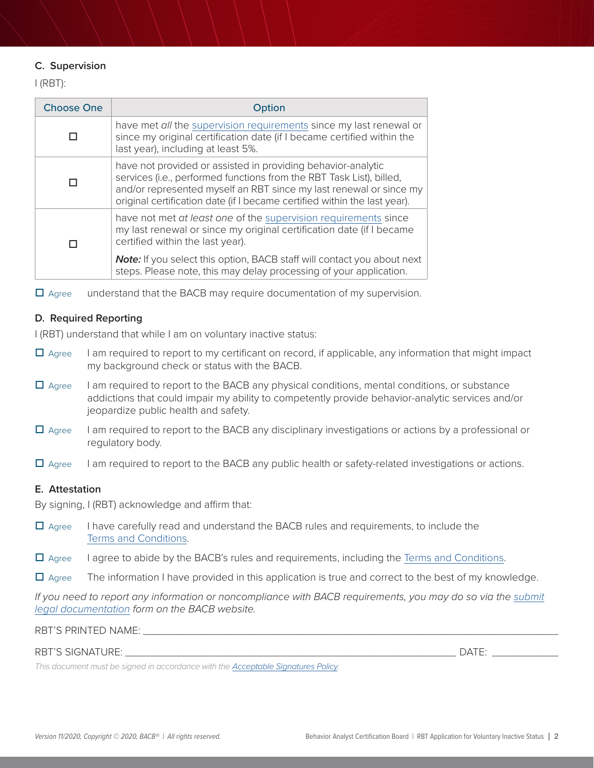### C. Supervision

I (RBT):

| Choose One | Option |
|---|---|
| ☐ | have met *all* the supervision requirements since my last renewal or since my original certification date (if I became certified within the last year), including at least 5%. |
| ☐ | have not provided or assisted in providing behavior-analytic services (i.e., performed functions from the RBT Task List), billed, and/or represented myself an RBT since my last renewal or since my original certification date (if I became certified within the last year). |
| ☐ | have not met *at least one* of the supervision requirements since my last renewal or since my original certification date (if I became certified within the last year).<br><br>***Note:*** If you select this option, BACB staff will contact you about next steps. Please note, this may delay processing of your application. |

☐ Agree understand that the BACB may require documentation of my supervision.

### D. Required Reporting

I (RBT) understand that while I am on voluntary inactive status:

☐ Agree I am required to report to my certificant on record, if applicable, any information that might impact my background check or status with the BACB.

☐ Agree I am required to report to the BACB any physical conditions, mental conditions, or substance addictions that could impair my ability to competently provide behavior-analytic services and/or jeopardize public health and safety.

☐ Agree I am required to report to the BACB any disciplinary investigations or actions by a professional or regulatory body.

☐ Agree I am required to report to the BACB any public health or safety-related investigations or actions.

### E. Attestation

By signing, I (RBT) acknowledge and affirm that:

☐ Agree I have carefully read and understand the BACB rules and requirements, to include the Terms and Conditions.

☐ Agree I agree to abide by the BACB's rules and requirements, including the Terms and Conditions.

☐ Agree The information I have provided in this application is true and correct to the best of my knowledge.

*If you need to report any information or noncompliance with BACB requirements, you may do so via the submit legal documentation form on the BACB website.*

RBT'S PRINTED NAME: ______________________________

RBT'S SIGNATURE: ______________________________ DATE: ____________

*This document must be signed in accordance with the Acceptable Signatures Policy.*

*Version 11/2020, Copyright © 2020, BACB® | All rights reserved.*